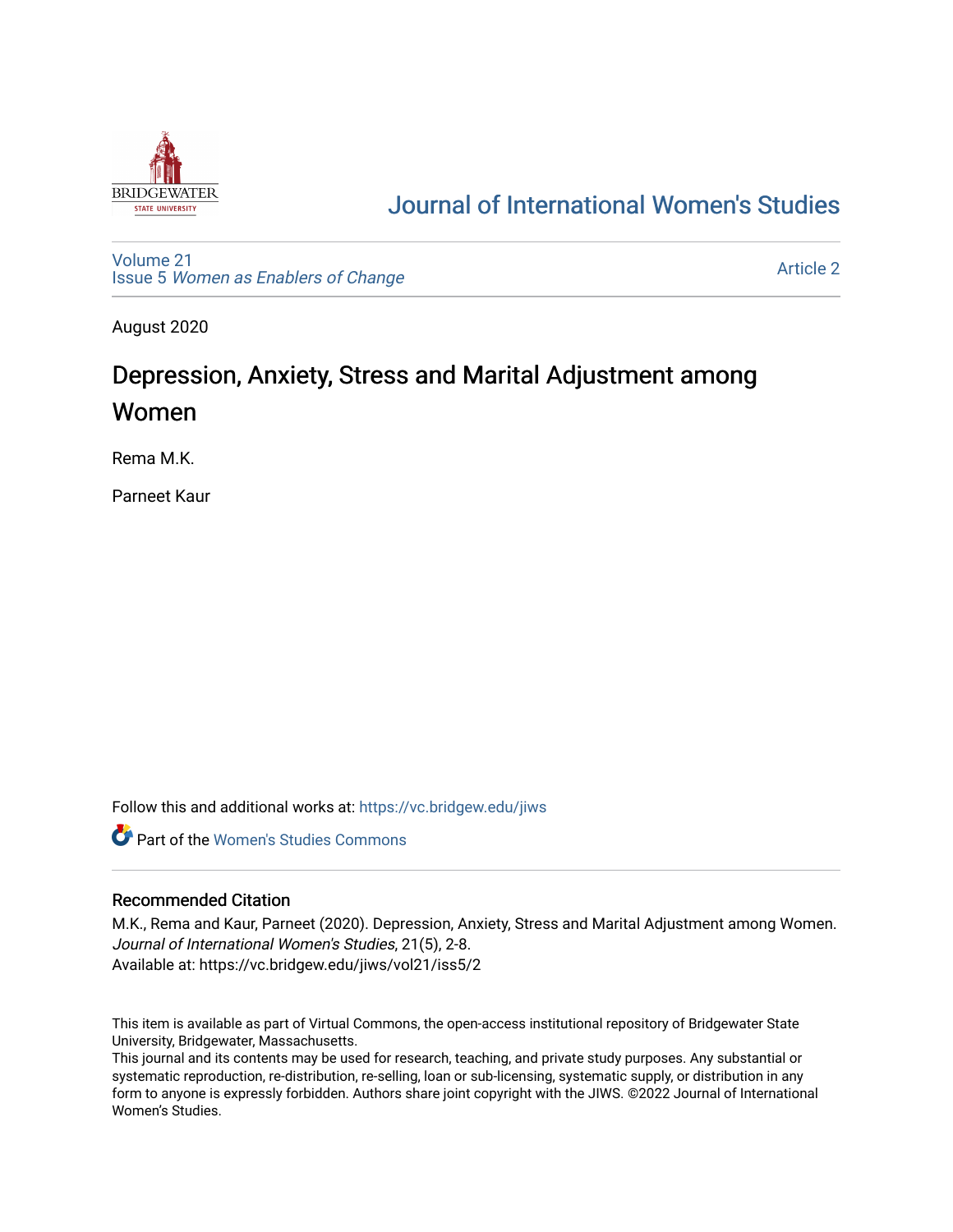Journal of International Women's Studies

Volume 21
Issue 5 *Women as Enablers of Change*

Article 2

August 2020

# Depression, Anxiety, Stress and Marital Adjustment among Women

Rema M.K.

Parneet Kaur

Follow this and additional works at: https://vc.bridgew.edu/jiws

Part of the Women's Studies Commons

## Recommended Citation

M.K., Rema and Kaur, Parneet (2020). Depression, Anxiety, Stress and Marital Adjustment among Women. *Journal of International Women's Studies*, 21(5), 2-8.
Available at: https://vc.bridgew.edu/jiws/vol21/iss5/2

This item is available as part of Virtual Commons, the open-access institutional repository of Bridgewater State University, Bridgewater, Massachusetts.
This journal and its contents may be used for research, teaching, and private study purposes. Any substantial or systematic reproduction, re-distribution, re-selling, loan or sub-licensing, systematic supply, or distribution in any form to anyone is expressly forbidden. Authors share joint copyright with the JIWS. ©2022 Journal of International Women's Studies.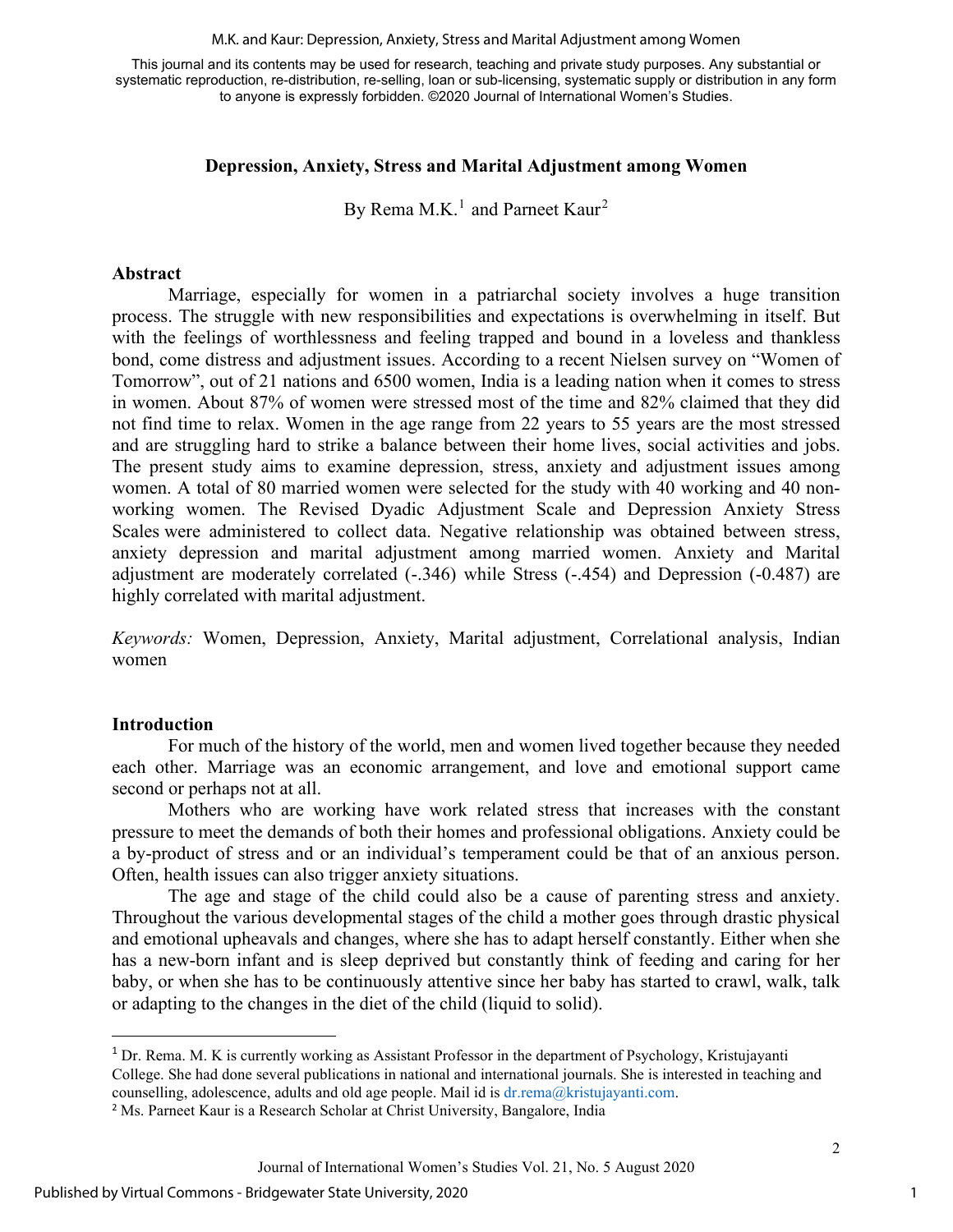This journal and its contents may be used for research, teaching and private study purposes. Any substantial or systematic reproduction, re-distribution, re-selling, loan or sub-licensing, systematic supply or distribution in any form to anyone is expressly forbidden. ©2020 Journal of International Women's Studies.

# Depression, Anxiety, Stress and Marital Adjustment among Women

By Rema M.K.[1] and Parneet Kaur[2]

## Abstract

Marriage, especially for women in a patriarchal society involves a huge transition process. The struggle with new responsibilities and expectations is overwhelming in itself. But with the feelings of worthlessness and feeling trapped and bound in a loveless and thankless bond, come distress and adjustment issues. According to a recent Nielsen survey on "Women of Tomorrow", out of 21 nations and 6500 women, India is a leading nation when it comes to stress in women. About 87% of women were stressed most of the time and 82% claimed that they did not find time to relax. Women in the age range from 22 years to 55 years are the most stressed and are struggling hard to strike a balance between their home lives, social activities and jobs. The present study aims to examine depression, stress, anxiety and adjustment issues among women. A total of 80 married women were selected for the study with 40 working and 40 non-working women. The Revised Dyadic Adjustment Scale and Depression Anxiety Stress Scales were administered to collect data. Negative relationship was obtained between stress, anxiety depression and marital adjustment among married women. Anxiety and Marital adjustment are moderately correlated (-.346) while Stress (-.454) and Depression (-0.487) are highly correlated with marital adjustment.

*Keywords:* Women, Depression, Anxiety, Marital adjustment, Correlational analysis, Indian women

## Introduction

For much of the history of the world, men and women lived together because they needed each other. Marriage was an economic arrangement, and love and emotional support came second or perhaps not at all.

Mothers who are working have work related stress that increases with the constant pressure to meet the demands of both their homes and professional obligations. Anxiety could be a by-product of stress and or an individual's temperament could be that of an anxious person. Often, health issues can also trigger anxiety situations.

The age and stage of the child could also be a cause of parenting stress and anxiety. Throughout the various developmental stages of the child a mother goes through drastic physical and emotional upheavals and changes, where she has to adapt herself constantly. Either when she has a new-born infant and is sleep deprived but constantly think of feeding and caring for her baby, or when she has to be continuously attentive since her baby has started to crawl, walk, talk or adapting to the changes in the diet of the child (liquid to solid).

---

[1] Dr. Rema. M. K is currently working as Assistant Professor in the department of Psychology, Kristujayanti College. She had done several publications in national and international journals. She is interested in teaching and counselling, adolescence, adults and old age people. Mail id is dr.rema@kristujayanti.com.

[2] Ms. Parneet Kaur is a Research Scholar at Christ University, Bangalore, India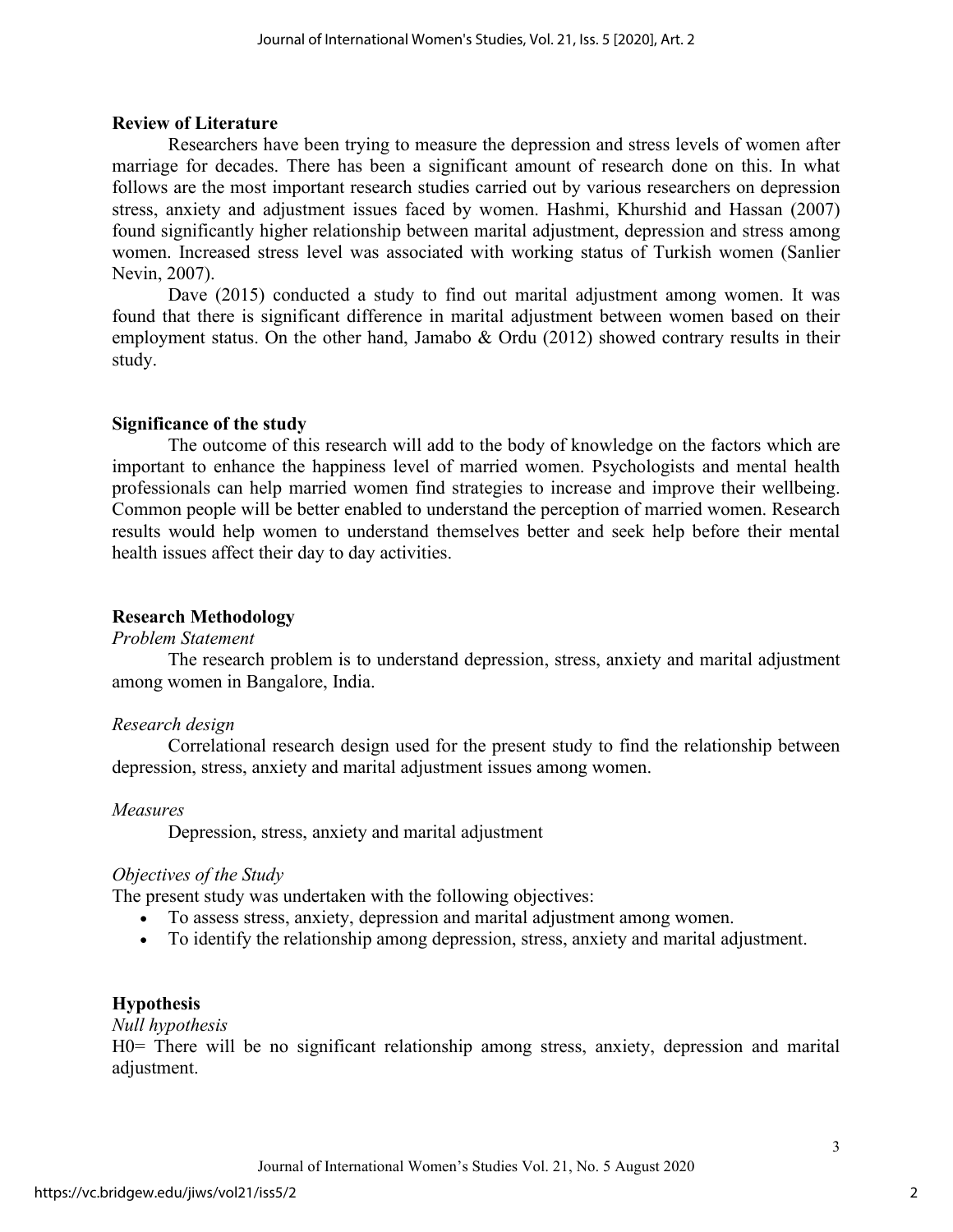## Review of Literature

Researchers have been trying to measure the depression and stress levels of women after marriage for decades. There has been a significant amount of research done on this. In what follows are the most important research studies carried out by various researchers on depression stress, anxiety and adjustment issues faced by women. Hashmi, Khurshid and Hassan (2007) found significantly higher relationship between marital adjustment, depression and stress among women. Increased stress level was associated with working status of Turkish women (Sanlier Nevin, 2007).

Dave (2015) conducted a study to find out marital adjustment among women. It was found that there is significant difference in marital adjustment between women based on their employment status. On the other hand, Jamabo & Ordu (2012) showed contrary results in their study.

## Significance of the study

The outcome of this research will add to the body of knowledge on the factors which are important to enhance the happiness level of married women. Psychologists and mental health professionals can help married women find strategies to increase and improve their wellbeing. Common people will be better enabled to understand the perception of married women. Research results would help women to understand themselves better and seek help before their mental health issues affect their day to day activities.

## Research Methodology

### *Problem Statement*

The research problem is to understand depression, stress, anxiety and marital adjustment among women in Bangalore, India.

### *Research design*

Correlational research design used for the present study to find the relationship between depression, stress, anxiety and marital adjustment issues among women.

### *Measures*

Depression, stress, anxiety and marital adjustment

### *Objectives of the Study*

The present study was undertaken with the following objectives:

- To assess stress, anxiety, depression and marital adjustment among women.
- To identify the relationship among depression, stress, anxiety and marital adjustment.

## Hypothesis

### *Null hypothesis*

H0= There will be no significant relationship among stress, anxiety, depression and marital adjustment.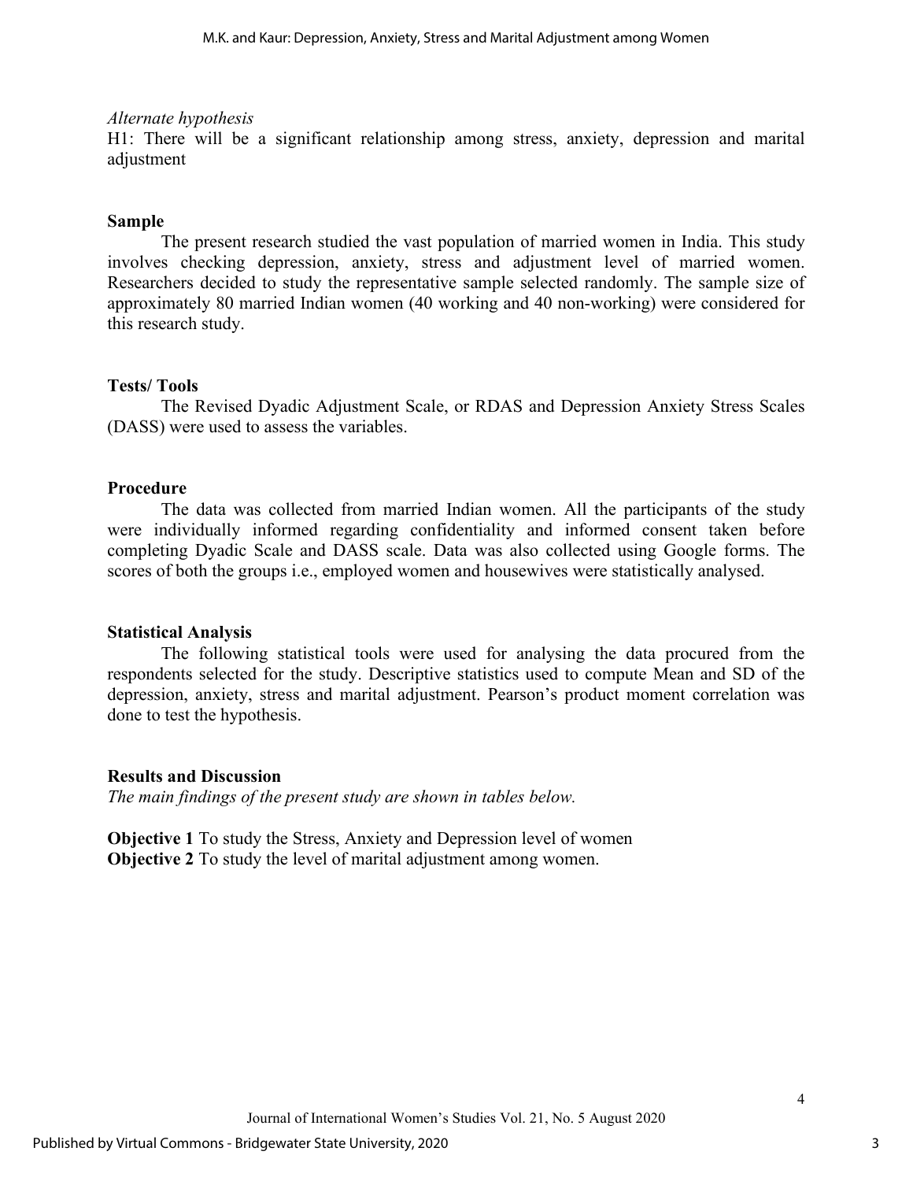*Alternate hypothesis*

H1: There will be a significant relationship among stress, anxiety, depression and marital adjustment

**Sample**

The present research studied the vast population of married women in India. This study involves checking depression, anxiety, stress and adjustment level of married women. Researchers decided to study the representative sample selected randomly. The sample size of approximately 80 married Indian women (40 working and 40 non-working) were considered for this research study.

**Tests/ Tools**

The Revised Dyadic Adjustment Scale, or RDAS and Depression Anxiety Stress Scales (DASS) were used to assess the variables.

**Procedure**

The data was collected from married Indian women. All the participants of the study were individually informed regarding confidentiality and informed consent taken before completing Dyadic Scale and DASS scale. Data was also collected using Google forms. The scores of both the groups i.e., employed women and housewives were statistically analysed.

**Statistical Analysis**

The following statistical tools were used for analysing the data procured from the respondents selected for the study. Descriptive statistics used to compute Mean and SD of the depression, anxiety, stress and marital adjustment. Pearson's product moment correlation was done to test the hypothesis.

**Results and Discussion**

*The main findings of the present study are shown in tables below.*

**Objective 1** To study the Stress, Anxiety and Depression level of women
**Objective 2** To study the level of marital adjustment among women.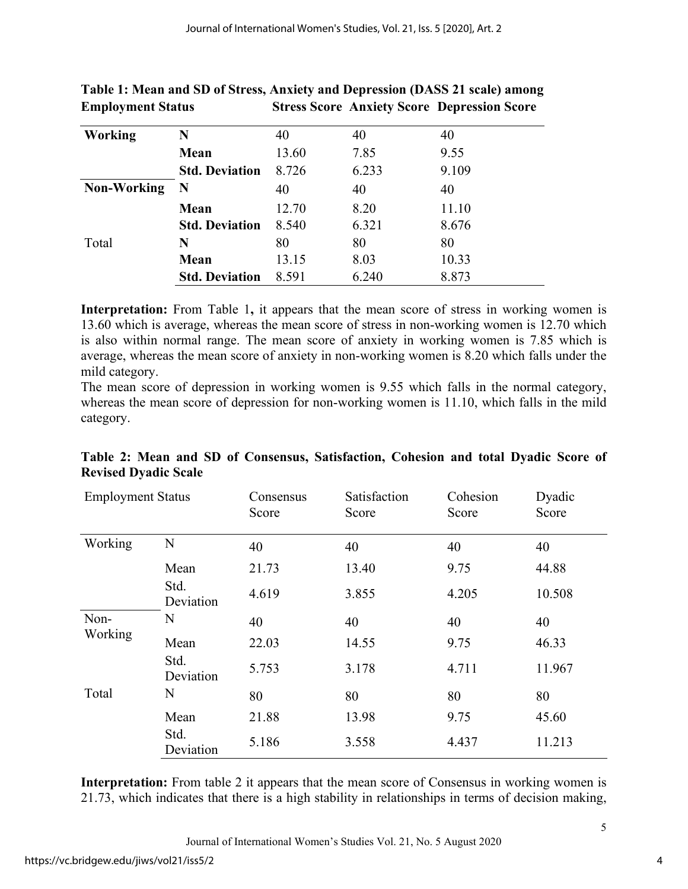**Table 1: Mean and SD of Stress, Anxiety and Depression (DASS 21 scale) among**

| Employment Status | | Stress Score | Anxiety Score | Depression Score |
|---|---|---|---|---|
| **Working** | **N** | 40 | 40 | 40 |
| | **Mean** | 13.60 | 7.85 | 9.55 |
| | **Std. Deviation** | 8.726 | 6.233 | 9.109 |
| **Non-Working** | **N** | 40 | 40 | 40 |
| | **Mean** | 12.70 | 8.20 | 11.10 |
| | **Std. Deviation** | 8.540 | 6.321 | 8.676 |
| Total | **N** | 80 | 80 | 80 |
| | **Mean** | 13.15 | 8.03 | 10.33 |
| | **Std. Deviation** | 8.591 | 6.240 | 8.873 |

**Interpretation:** From Table 1**,** it appears that the mean score of stress in working women is 13.60 which is average, whereas the mean score of stress in non-working women is 12.70 which is also within normal range. The mean score of anxiety in working women is 7.85 which is average, whereas the mean score of anxiety in non-working women is 8.20 which falls under the mild category.

The mean score of depression in working women is 9.55 which falls in the normal category, whereas the mean score of depression for non-working women is 11.10, which falls in the mild category.

**Table 2: Mean and SD of Consensus, Satisfaction, Cohesion and total Dyadic Score of Revised Dyadic Scale**

| Employment Status | | Consensus Score | Satisfaction Score | Cohesion Score | Dyadic Score |
|---|---|---|---|---|---|
| Working | N | 40 | 40 | 40 | 40 |
| | Mean | 21.73 | 13.40 | 9.75 | 44.88 |
| | Std. Deviation | 4.619 | 3.855 | 4.205 | 10.508 |
| Non-Working | N | 40 | 40 | 40 | 40 |
| | Mean | 22.03 | 14.55 | 9.75 | 46.33 |
| | Std. Deviation | 5.753 | 3.178 | 4.711 | 11.967 |
| Total | N | 80 | 80 | 80 | 80 |
| | Mean | 21.88 | 13.98 | 9.75 | 45.60 |
| | Std. Deviation | 5.186 | 3.558 | 4.437 | 11.213 |

**Interpretation:** From table 2 it appears that the mean score of Consensus in working women is 21.73, which indicates that there is a high stability in relationships in terms of decision making,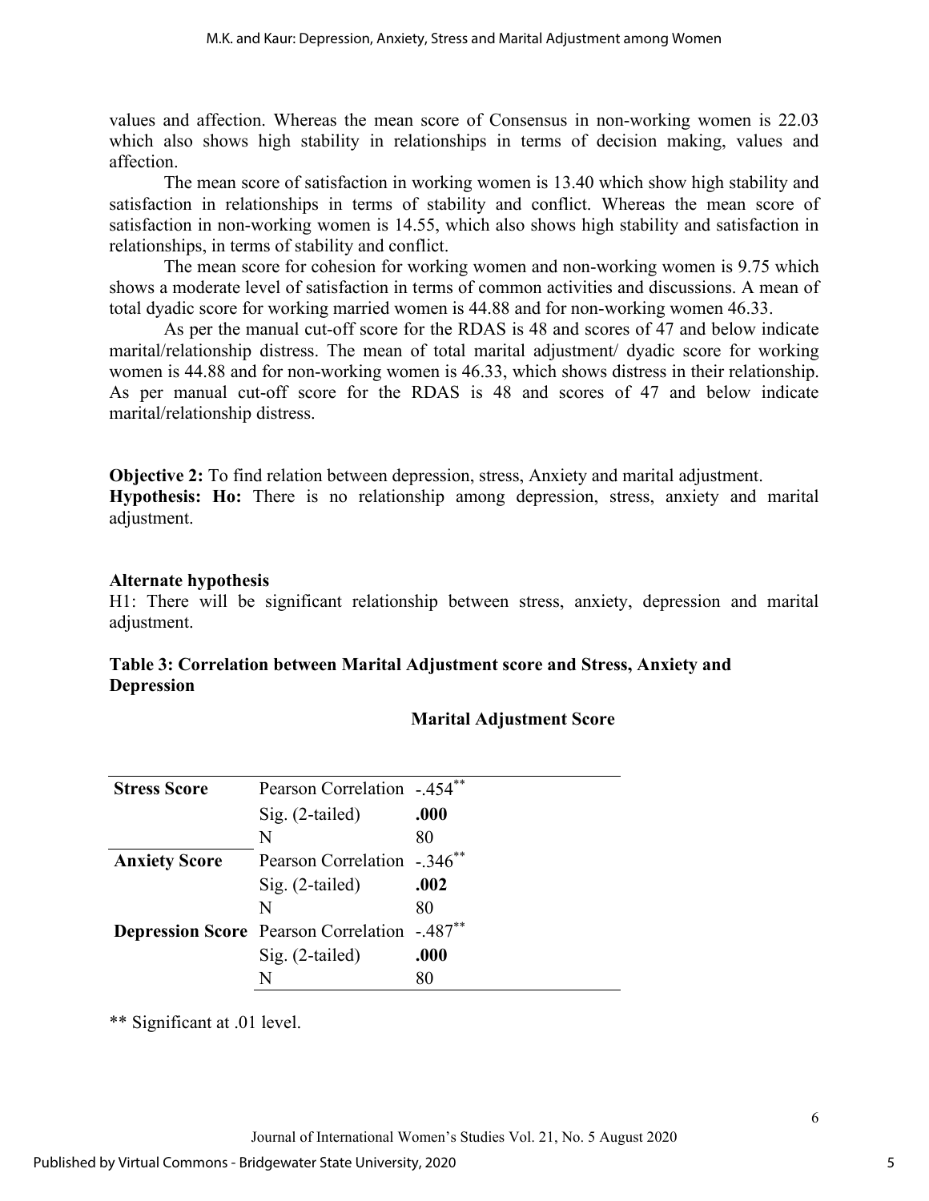values and affection. Whereas the mean score of Consensus in non-working women is 22.03 which also shows high stability in relationships in terms of decision making, values and affection.

The mean score of satisfaction in working women is 13.40 which show high stability and satisfaction in relationships in terms of stability and conflict. Whereas the mean score of satisfaction in non-working women is 14.55, which also shows high stability and satisfaction in relationships, in terms of stability and conflict.

The mean score for cohesion for working women and non-working women is 9.75 which shows a moderate level of satisfaction in terms of common activities and discussions. A mean of total dyadic score for working married women is 44.88 and for non-working women 46.33.

As per the manual cut-off score for the RDAS is 48 and scores of 47 and below indicate marital/relationship distress. The mean of total marital adjustment/ dyadic score for working women is 44.88 and for non-working women is 46.33, which shows distress in their relationship. As per manual cut-off score for the RDAS is 48 and scores of 47 and below indicate marital/relationship distress.

**Objective 2:** To find relation between depression, stress, Anxiety and marital adjustment.
**Hypothesis: Ho:** There is no relationship among depression, stress, anxiety and marital adjustment.

**Alternate hypothesis**

H1: There will be significant relationship between stress, anxiety, depression and marital adjustment.

**Table 3: Correlation between Marital Adjustment score and Stress, Anxiety and Depression**

| | | **Marital Adjustment Score** |
|---|---|---|
| **Stress Score** | Pearson Correlation | -.454** |
| | Sig. (2-tailed) | **.000** |
| | N | 80 |
| **Anxiety Score** | Pearson Correlation | -.346** |
| | Sig. (2-tailed) | **.002** |
| | N | 80 |
| **Depression Score** | Pearson Correlation | -.487** |
| | Sig. (2-tailed) | **.000** |
| | N | 80 |

** Significant at .01 level.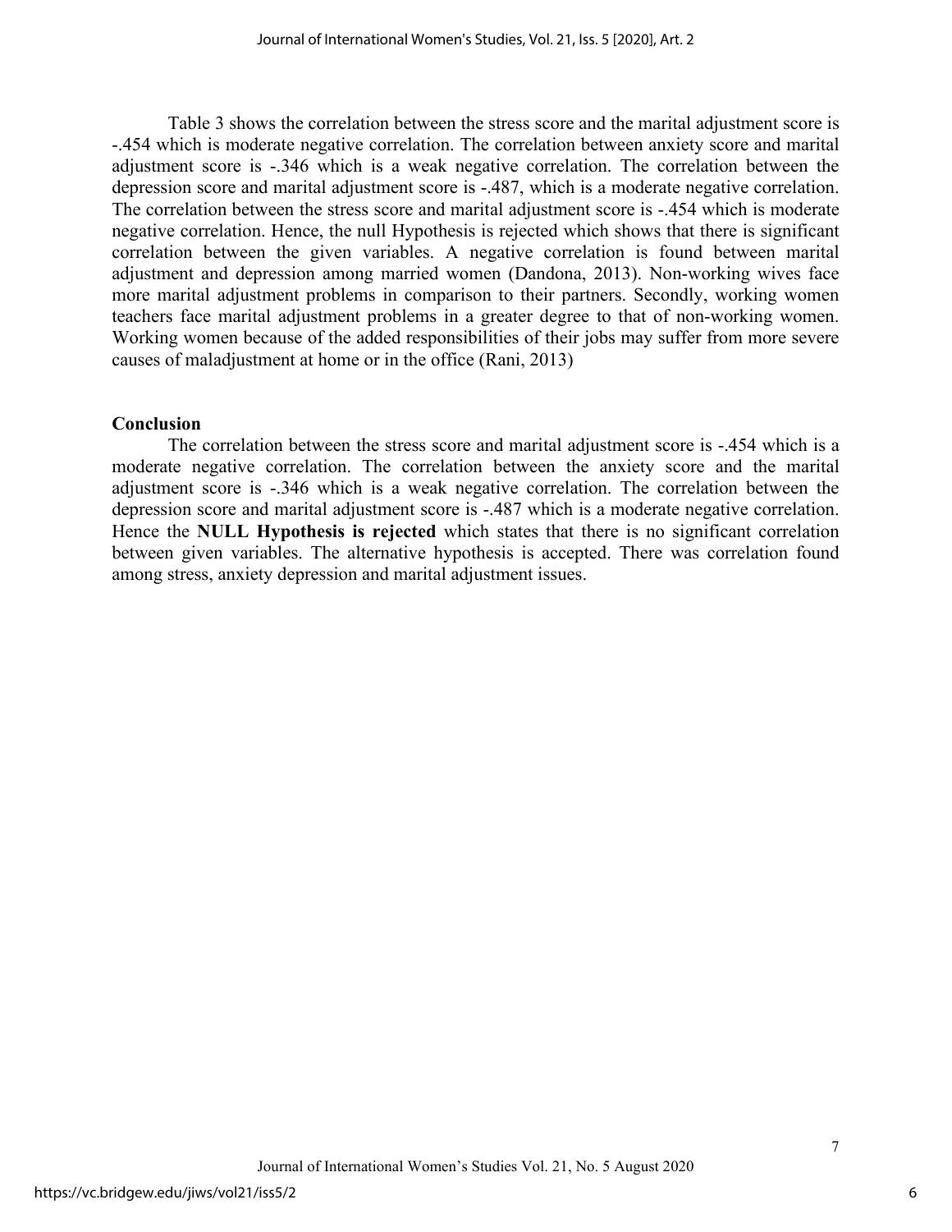Table 3 shows the correlation between the stress score and the marital adjustment score is -.454 which is moderate negative correlation. The correlation between anxiety score and marital adjustment score is -.346 which is a weak negative correlation. The correlation between the depression score and marital adjustment score is -.487, which is a moderate negative correlation. The correlation between the stress score and marital adjustment score is -.454 which is moderate negative correlation. Hence, the null Hypothesis is rejected which shows that there is significant correlation between the given variables. A negative correlation is found between marital adjustment and depression among married women (Dandona, 2013). Non-working wives face more marital adjustment problems in comparison to their partners. Secondly, working women teachers face marital adjustment problems in a greater degree to that of non-working women. Working women because of the added responsibilities of their jobs may suffer from more severe causes of maladjustment at home or in the office (Rani, 2013)

## Conclusion

The correlation between the stress score and marital adjustment score is -.454 which is a moderate negative correlation. The correlation between the anxiety score and the marital adjustment score is -.346 which is a weak negative correlation. The correlation between the depression score and marital adjustment score is -.487 which is a moderate negative correlation. Hence the **NULL Hypothesis is rejected** which states that there is no significant correlation between given variables. The alternative hypothesis is accepted. There was correlation found among stress, anxiety depression and marital adjustment issues.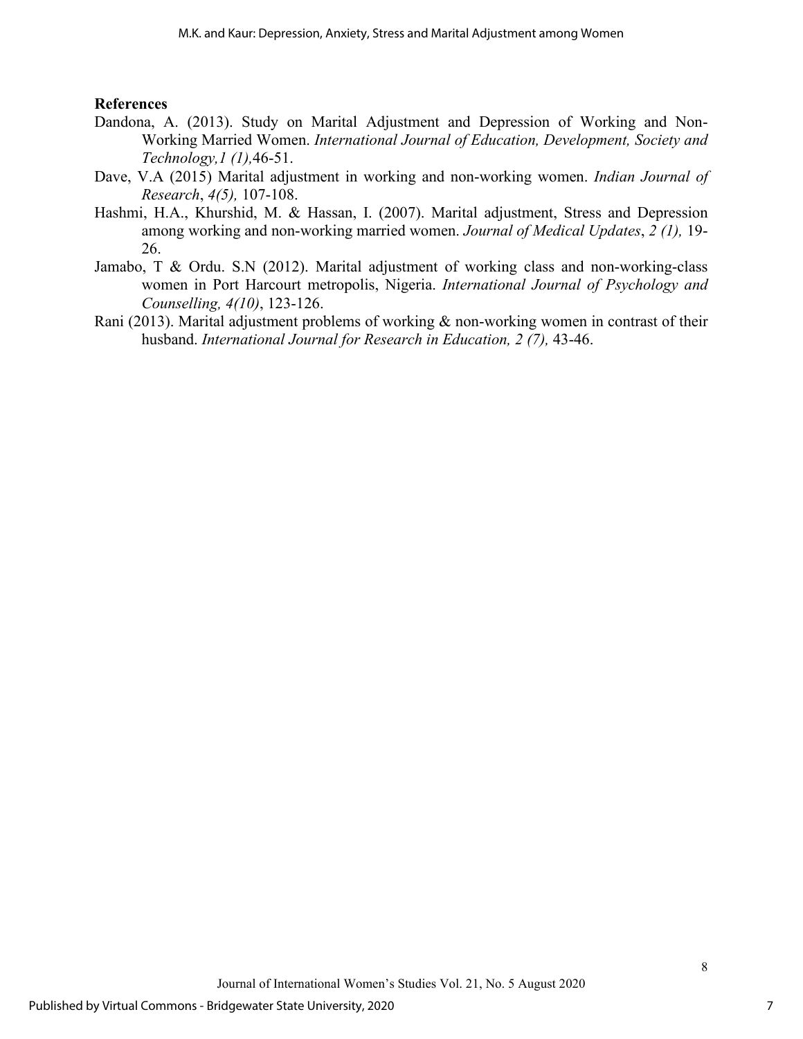## References

Dandona, A. (2013). Study on Marital Adjustment and Depression of Working and Non-Working Married Women. *International Journal of Education, Development, Society and Technology,1 (1),*46-51.

Dave, V.A (2015) Marital adjustment in working and non-working women. *Indian Journal of Research*, *4(5),* 107-108.

Hashmi, H.A., Khurshid, M. & Hassan, I. (2007). Marital adjustment, Stress and Depression among working and non-working married women. *Journal of Medical Updates*, *2 (1),* 19-26.

Jamabo, T & Ordu. S.N (2012). Marital adjustment of working class and non-working-class women in Port Harcourt metropolis, Nigeria. *International Journal of Psychology and Counselling, 4(10)*, 123-126.

Rani (2013). Marital adjustment problems of working & non-working women in contrast of their husband. *International Journal for Research in Education, 2 (7),* 43-46.